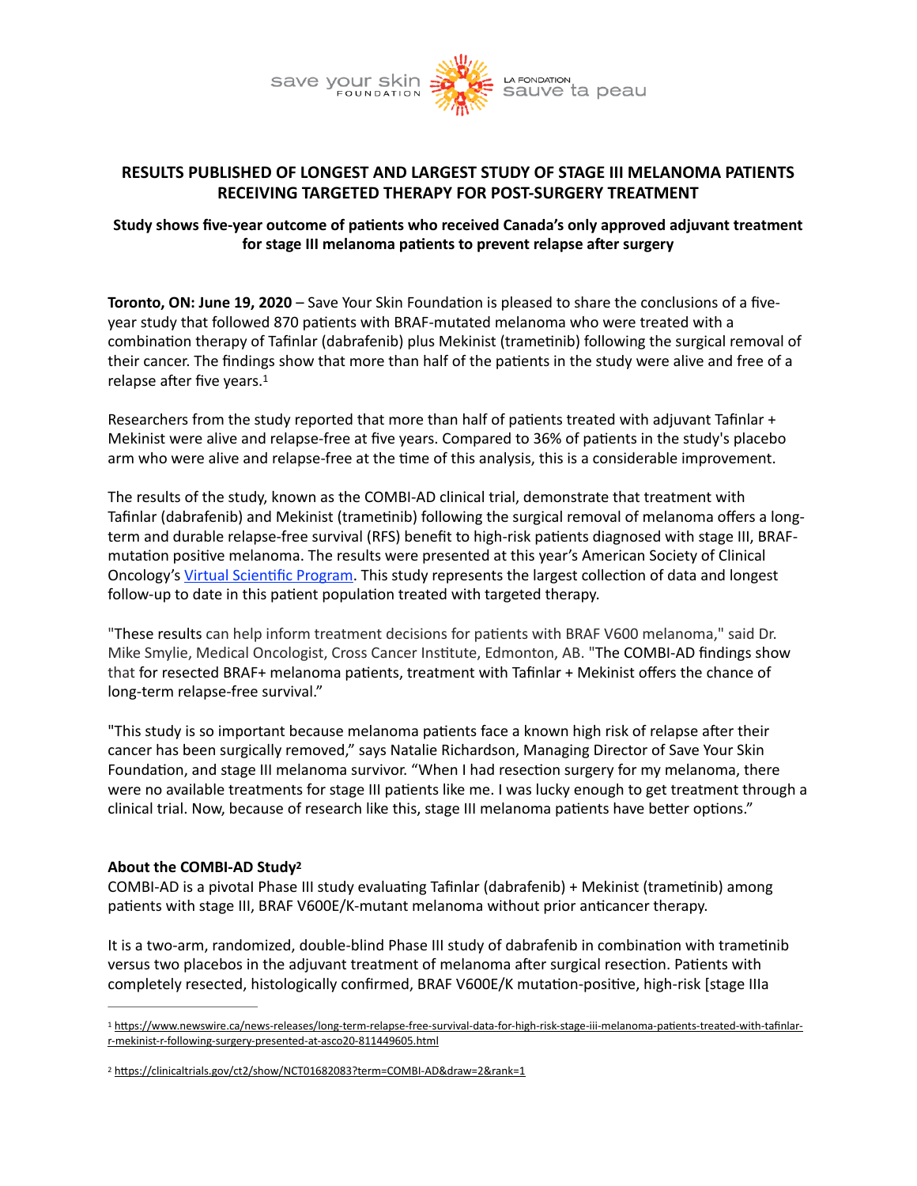# RESULTS PUBLISHED OF LONGEST AND LARGEST STUDY OF STAGE III MELANOMA PATIENTS RECEIVING TARGETED THERAPY FOR POST-SURGERY TREATMENT

### Study shows five-year outcome of patients who received Canada's only approved adjuvant treatment for stage III melanoma patients to prevent relapse after surgery

**Toronto, ON: June 19, 2020** – Save Your Skin Foundation is pleased to share the conclusions of a five-year study that followed 870 patients with BRAF-mutated melanoma who were treated with a combination therapy of Tafinlar (dabrafenib) plus Mekinist (trametinib) following the surgical removal of their cancer. The findings show that more than half of the patients in the study were alive and free of a relapse after five years.[1]

Researchers from the study reported that more than half of patients treated with adjuvant Tafinlar + Mekinist were alive and relapse-free at five years. Compared to 36% of patients in the study's placebo arm who were alive and relapse-free at the time of this analysis, this is a considerable improvement.

The results of the study, known as the COMBI-AD clinical trial, demonstrate that treatment with Tafinlar (dabrafenib) and Mekinist (trametinib) following the surgical removal of melanoma offers a long-term and durable relapse-free survival (RFS) benefit to high-risk patients diagnosed with stage III, BRAF-mutation positive melanoma. The results were presented at this year's American Society of Clinical Oncology's Virtual Scientific Program. This study represents the largest collection of data and longest follow-up to date in this patient population treated with targeted therapy.

"These results can help inform treatment decisions for patients with BRAF V600 melanoma," said Dr. Mike Smylie, Medical Oncologist, Cross Cancer Institute, Edmonton, AB. "The COMBI-AD findings show that for resected BRAF+ melanoma patients, treatment with Tafinlar + Mekinist offers the chance of long-term relapse-free survival."

"This study is so important because melanoma patients face a known high risk of relapse after their cancer has been surgically removed," says Natalie Richardson, Managing Director of Save Your Skin Foundation, and stage III melanoma survivor. "When I had resection surgery for my melanoma, there were no available treatments for stage III patients like me. I was lucky enough to get treatment through a clinical trial. Now, because of research like this, stage III melanoma patients have better options."

**About the COMBI-AD Study[2]**

COMBI-AD is a pivotal Phase III study evaluating Tafinlar (dabrafenib) + Mekinist (trametinib) among patients with stage III, BRAF V600E/K-mutant melanoma without prior anticancer therapy.

It is a two-arm, randomized, double-blind Phase III study of dabrafenib in combination with trametinib versus two placebos in the adjuvant treatment of melanoma after surgical resection. Patients with completely resected, histologically confirmed, BRAF V600E/K mutation-positive, high-risk [stage IIIa

---

[1] https://www.newswire.ca/news-releases/long-term-relapse-free-survival-data-for-high-risk-stage-iii-melanoma-patients-treated-with-tafinlar-r-mekinist-r-following-surgery-presented-at-asco20-811449605.html

[2] https://clinicaltrials.gov/ct2/show/NCT01682083?term=COMBI-AD&draw=2&rank=1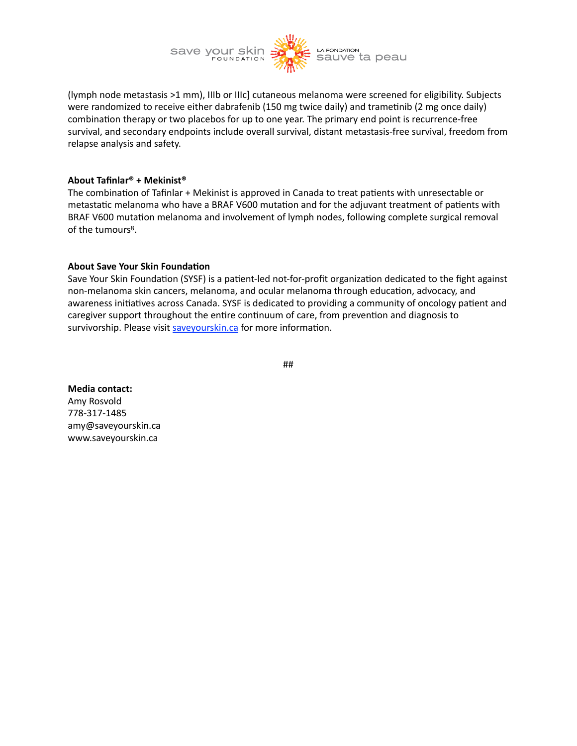(lymph node metastasis >1 mm), IIIb or IIIc] cutaneous melanoma were screened for eligibility. Subjects were randomized to receive either dabrafenib (150 mg twice daily) and trametinib (2 mg once daily) combination therapy or two placebos for up to one year. The primary end point is recurrence-free survival, and secondary endpoints include overall survival, distant metastasis-free survival, freedom from relapse analysis and safety.

**About Tafinlar® + Mekinist®**
The combination of Tafinlar + Mekinist is approved in Canada to treat patients with unresectable or metastatic melanoma who have a BRAF V600 mutation and for the adjuvant treatment of patients with BRAF V600 mutation melanoma and involvement of lymph nodes, following complete surgical removal of the tumours[8].

**About Save Your Skin Foundation**
Save Your Skin Foundation (SYSF) is a patient-led not-for-profit organization dedicated to the fight against non-melanoma skin cancers, melanoma, and ocular melanoma through education, advocacy, and awareness initiatives across Canada. SYSF is dedicated to providing a community of oncology patient and caregiver support throughout the entire continuum of care, from prevention and diagnosis to survivorship. Please visit [saveyourskin.ca](saveyourskin.ca) for more information.

##

**Media contact:**
Amy Rosvold
778-317-1485
amy@saveyourskin.ca
www.saveyourskin.ca